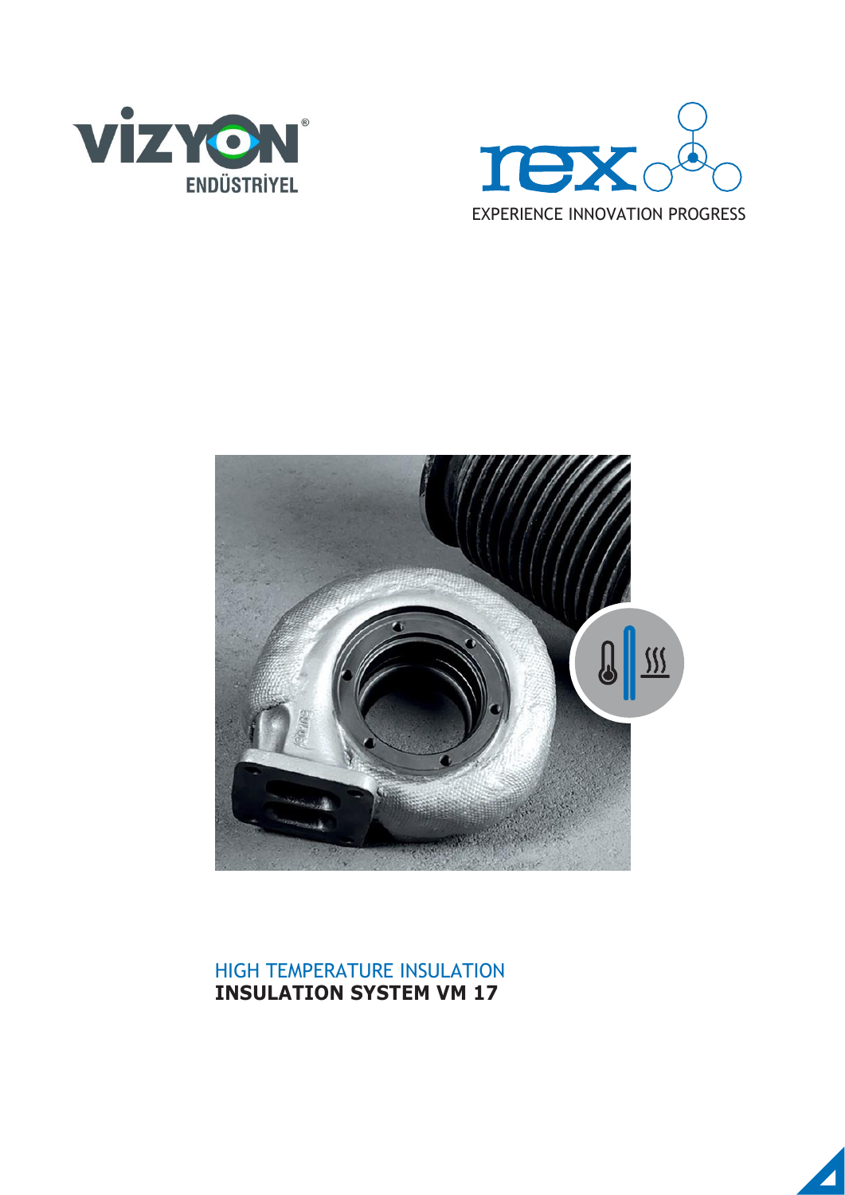VİZYON ENDÜSTRİYEL

rex EXPERIENCE INNOVATION PROGRESS

HIGH TEMPERATURE INSULATION

**INSULATION SYSTEM VM 17**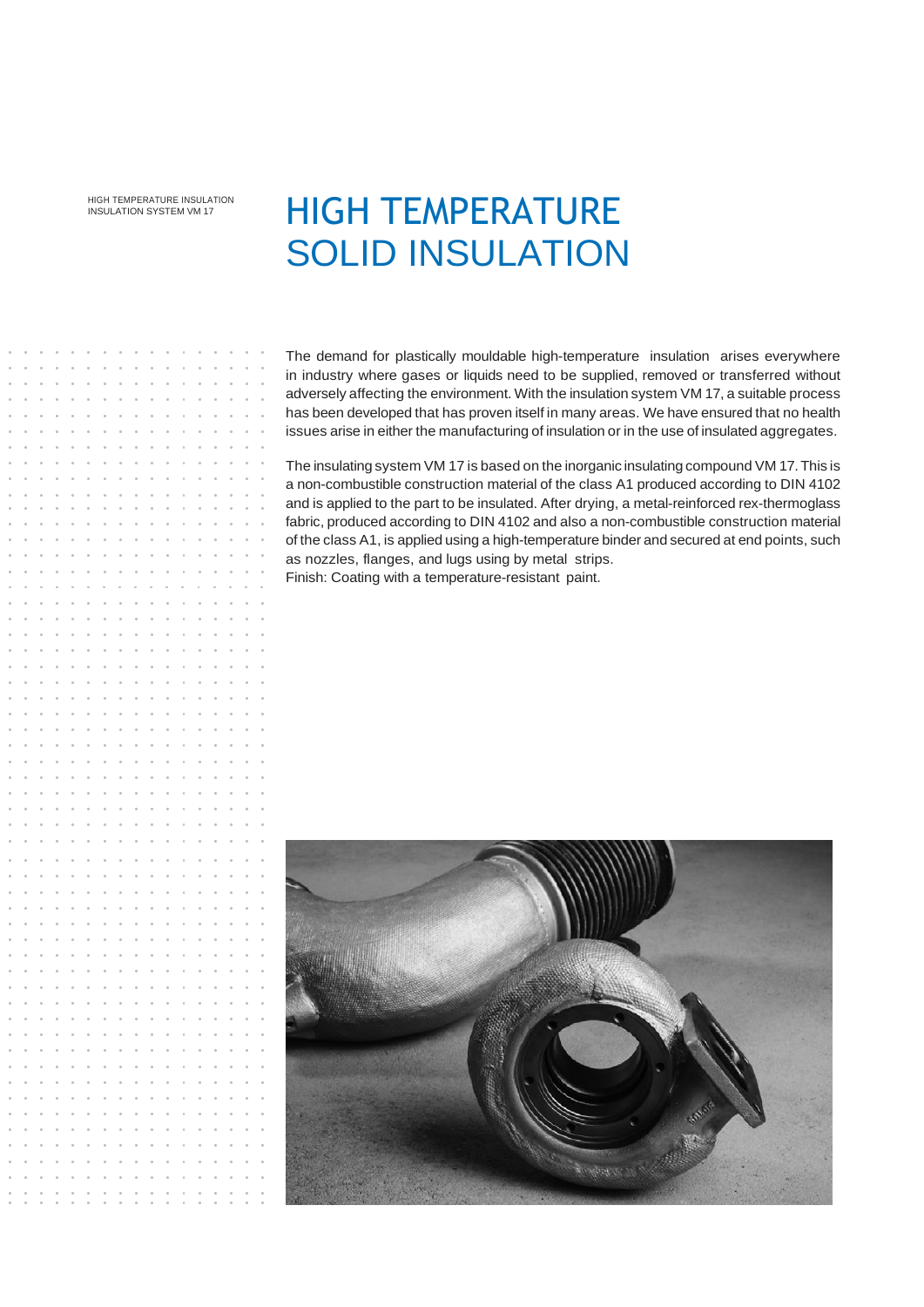# HIGH TEMPERATURE SOLID INSULATION

The demand for plastically mouldable high-temperature insulation arises everywhere in industry where gases or liquids need to be supplied, removed or transferred without adversely affecting the environment. With the insulation system VM 17, a suitable process has been developed that has proven itself in many areas. We have ensured that no health issues arise in either the manufacturing of insulation or in the use of insulated aggregates.

The insulating system VM 17 is based on the inorganic insulating compound VM 17. This is a non-combustible construction material of the class A1 produced according to DIN 4102 and is applied to the part to be insulated. After drying, a metal-reinforced rex-thermoglass fabric, produced according to DIN 4102 and also a non-combustible construction material of the class A1, is applied using a high-temperature binder and secured at end points, such as nozzles, flanges, and lugs using by metal strips.
Finish: Coating with a temperature-resistant paint.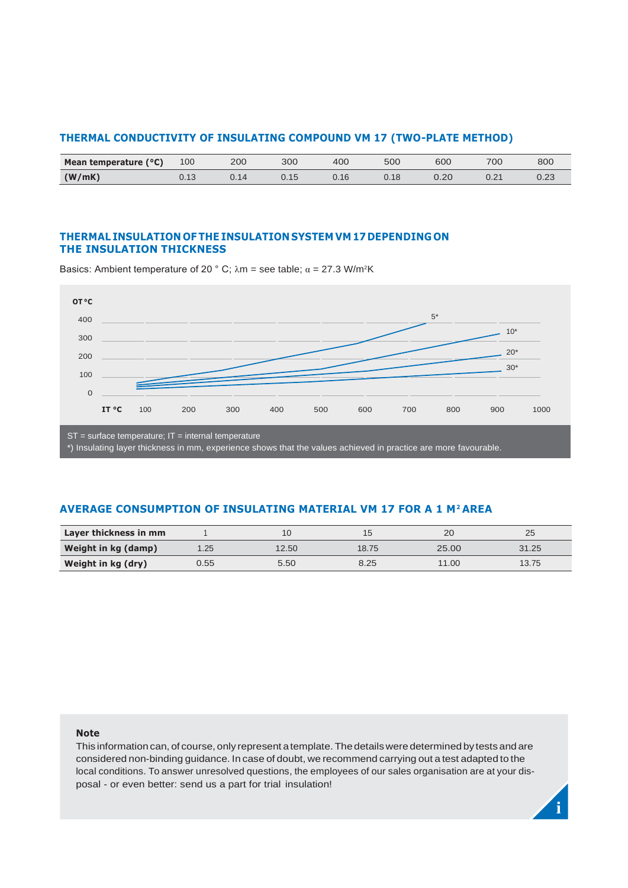## THERMAL CONDUCTIVITY OF INSULATING COMPOUND VM 17 (TWO-PLATE METHOD)

| Mean temperature (°C) | 100 | 200 | 300 | 400 | 500 | 600 | 700 | 800 |
|---|---|---|---|---|---|---|---|---|
| (W/mK) | 0.13 | 0.14 | 0.15 | 0.16 | 0.18 | 0.20 | 0.21 | 0.23 |

## THERMAL INSULATION OF THE INSULATION SYSTEM VM 17 DEPENDING ON THE INSULATION THICKNESS

Basics: Ambient temperature of 20 ° C; λm = see table; $\alpha$ = 27.3 W/m²K

ST = surface temperature; IT = internal temperature

*) Insulating layer thickness in mm, experience shows that the values achieved in practice are more favourable.

## AVERAGE CONSUMPTION OF INSULATING MATERIAL VM 17 FOR A 1 M² AREA

| Layer thickness in mm | 1 | 10 | 15 | 20 | 25 |
|---|---|---|---|---|---|
| Weight in kg (damp) | 1.25 | 12.50 | 18.75 | 25.00 | 31.25 |
| Weight in kg (dry) | 0.55 | 5.50 | 8.25 | 11.00 | 13.75 |

**Note**

This information can, of course, only represent a template. The details were determined by tests and are considered non-binding guidance. In case of doubt, we recommend carrying out a test adapted to the local conditions. To answer unresolved questions, the employees of our sales organisation are at your disposal - or even better: send us a part for trial insulation!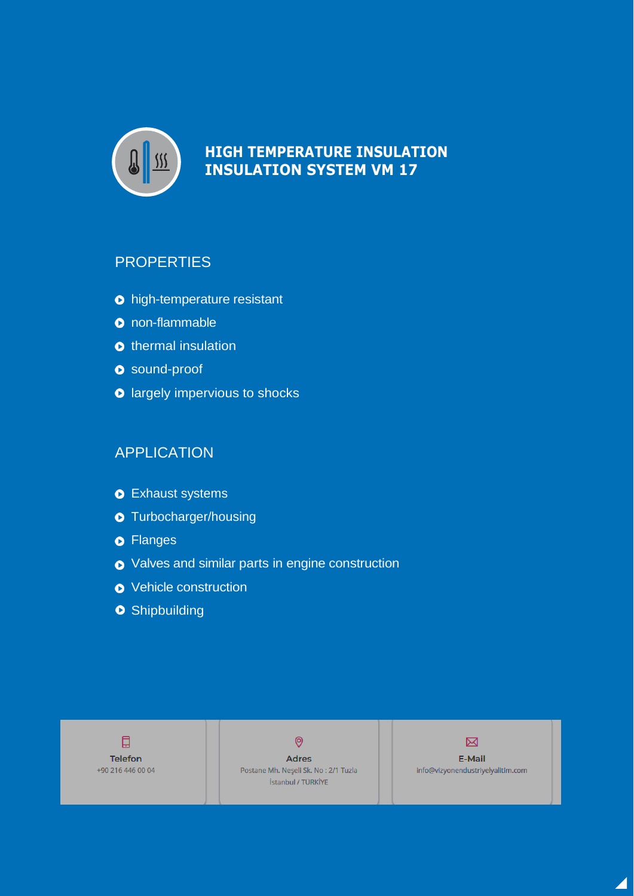# HIGH TEMPERATURE INSULATION
# INSULATION SYSTEM VM 17

## PROPERTIES

- high-temperature resistant
- non-flammable
- thermal insulation
- sound-proof
- largely impervious to shocks

## APPLICATION

- Exhaust systems
- Turbocharger/housing
- Flanges
- Valves and similar parts in engine construction
- Vehicle construction
- Shipbuilding

**Telefon**
+90 216 446 00 04

**Adres**
Postane Mh. Neşeli Sk. No : 2/1 Tuzla
İstanbul / TÜRKİYE

**E-Mail**
info@vizyonendustriyelyalitim.com